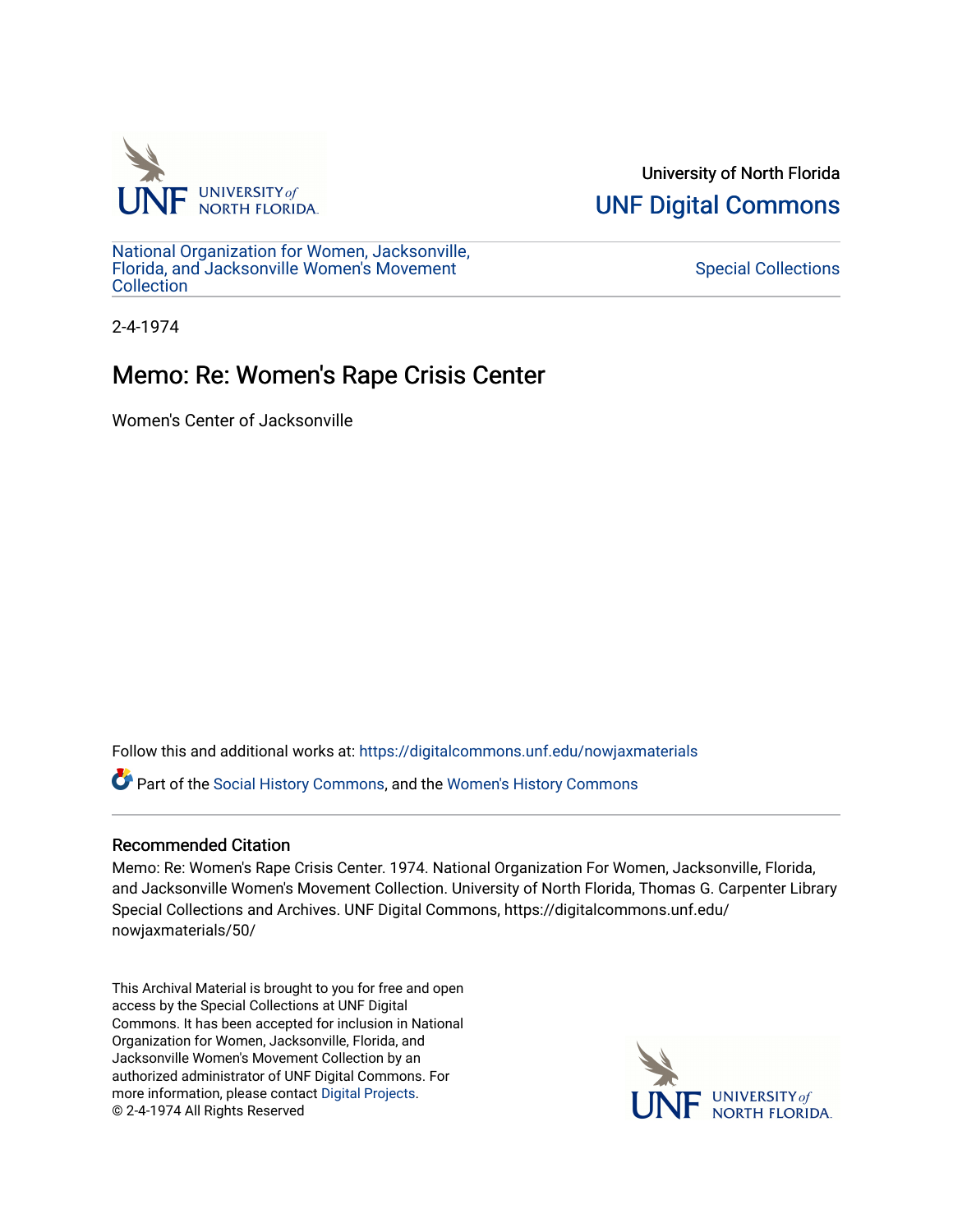University of North Florida

UNF Digital Commons

National Organization for Women, Jacksonville, Florida, and Jacksonville Women's Movement Collection

Special Collections

2-4-1974

# Memo: Re: Women's Rape Crisis Center

Women's Center of Jacksonville

Follow this and additional works at: https://digitalcommons.unf.edu/nowjaxmaterials

Part of the Social History Commons, and the Women's History Commons

## Recommended Citation

Memo: Re: Women's Rape Crisis Center. 1974. National Organization For Women, Jacksonville, Florida, and Jacksonville Women's Movement Collection. University of North Florida, Thomas G. Carpenter Library Special Collections and Archives. UNF Digital Commons, https://digitalcommons.unf.edu/nowjaxmaterials/50/

This Archival Material is brought to you for free and open access by the Special Collections at UNF Digital Commons. It has been accepted for inclusion in National Organization for Women, Jacksonville, Florida, and Jacksonville Women's Movement Collection by an authorized administrator of UNF Digital Commons. For more information, please contact Digital Projects.
© 2-4-1974 All Rights Reserved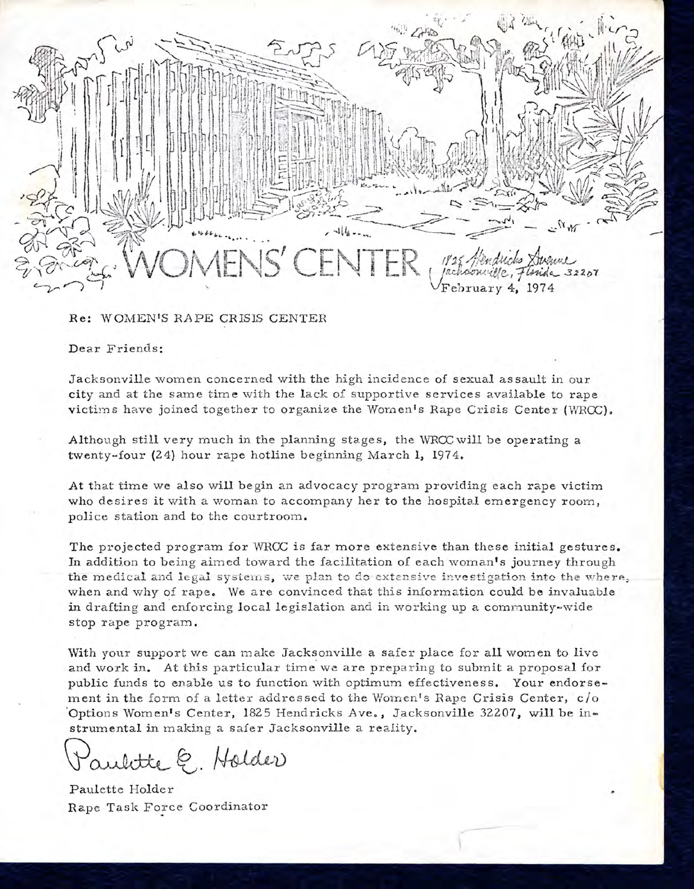WOMENS' CENTER

1825 Hendricks Avenue
Jacksonville, Florida 32207

February 4, 1974

Re: WOMEN'S RAPE CRISIS CENTER

Dear Friends:

Jacksonville women concerned with the high incidence of sexual assault in our city and at the same time with the lack of supportive services available to rape victims have joined together to organize the Women's Rape Crisis Center (WRCC).

Although still very much in the planning stages, the WRCC will be operating a twenty-four (24) hour rape hotline beginning March 1, 1974.

At that time we also will begin an advocacy program providing each rape victim who desires it with a woman to accompany her to the hospital emergency room, police station and to the courtroom.

The projected program for WRCC is far more extensive than these initial gestures. In addition to being aimed toward the facilitation of each woman's journey through the medical and legal systems, we plan to do extensive investigation into the where, when and why of rape. We are convinced that this information could be invaluable in drafting and enforcing local legislation and in working up a community-wide stop rape program.

With your support we can make Jacksonville a safer place for all women to live and work in. At this particular time we are preparing to submit a proposal for public funds to enable us to function with optimum effectiveness. Your endorsement in the form of a letter addressed to the Women's Rape Crisis Center, c/o Options Women's Center, 1825 Hendricks Ave., Jacksonville 32207, will be instrumental in making a safer Jacksonville a reality.

Paulette E. Holder

Paulette Holder
Rape Task Force Coordinator